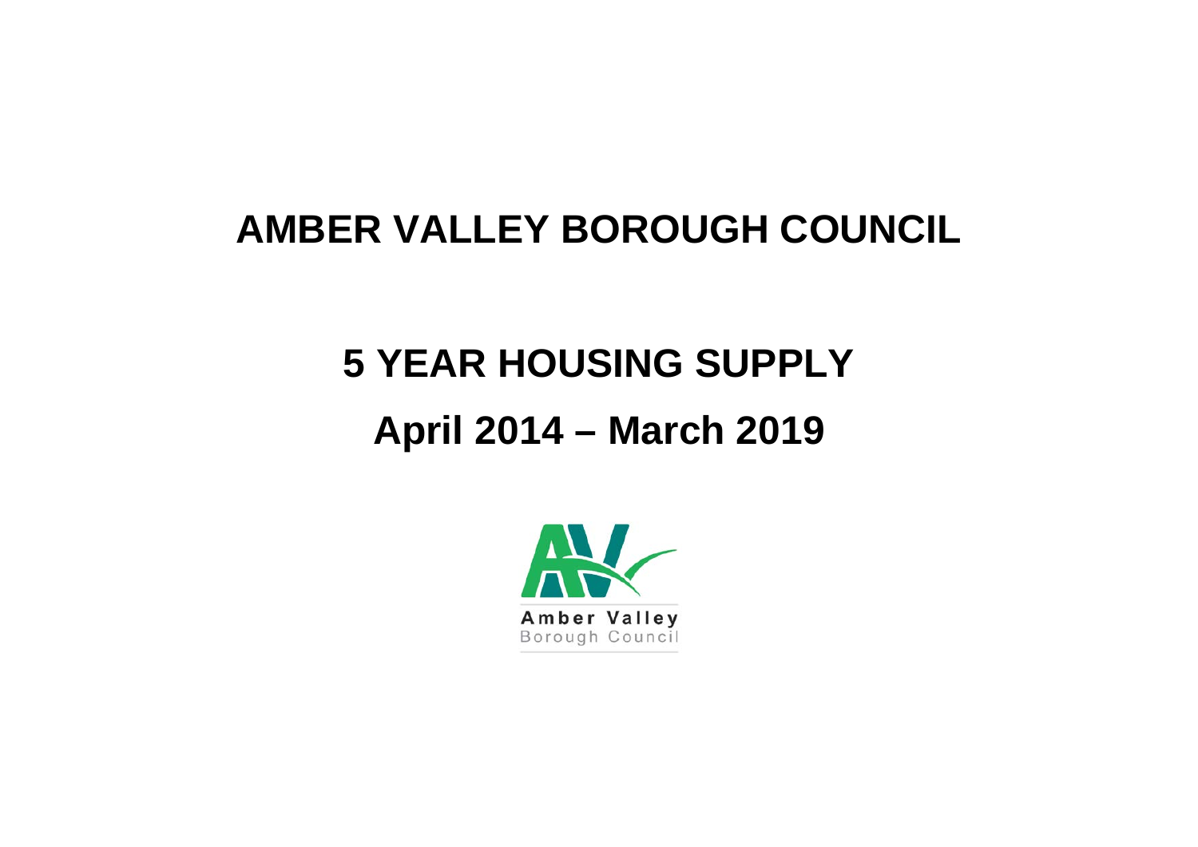# AMBER VALLEY BOROUGH COUNCIL

# 5 YEAR HOUSING SUPPLY

## April 2014 – March 2019

Amber Valley
Borough Council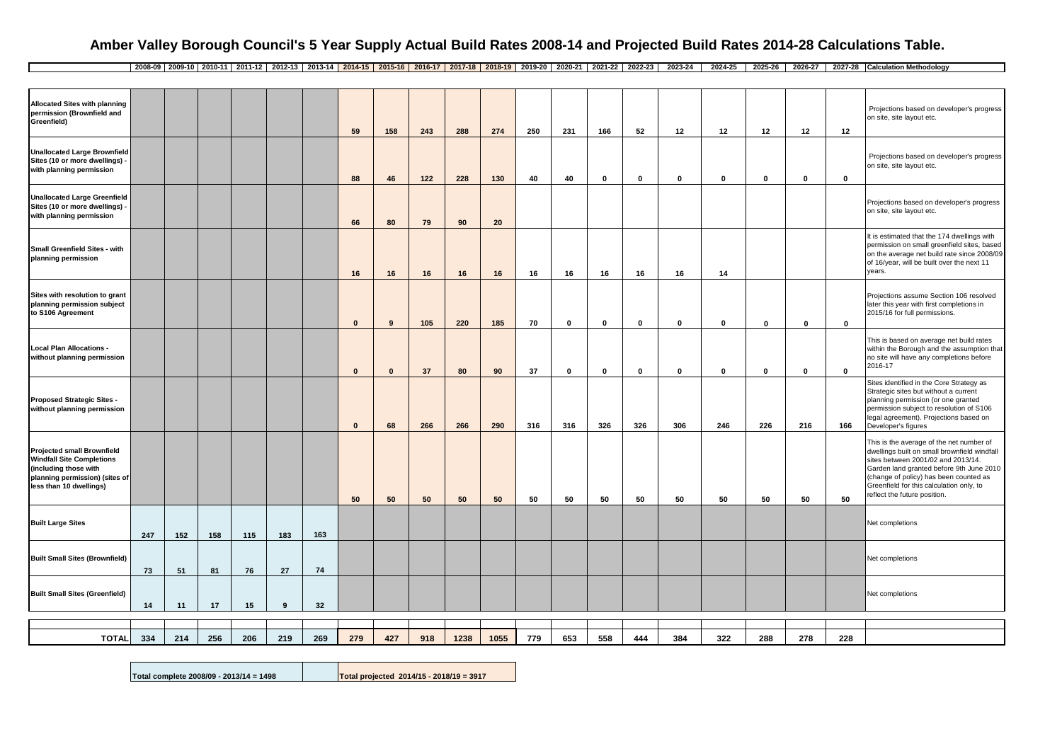# Amber Valley Borough Council's 5 Year Supply Actual Build Rates 2008-14 and Projected Build Rates 2014-28 Calculations Table.

| | 2008-09 | 2009-10 | 2010-11 | 2011-12 | 2012-13 | 2013-14 | 2014-15 | 2015-16 | 2016-17 | 2017-18 | 2018-19 | 2019-20 | 2020-21 | 2021-22 | 2022-23 | 2023-24 | 2024-25 | 2025-26 | 2026-27 | 2027-28 | Calculation Methodology |
|---|---|---|---|---|---|---|---|---|---|---|---|---|---|---|---|---|---|---|---|---|---|
| **Allocated Sites with planning permission (Brownfield and Greenfield)** | | | | | | | **59** | **158** | **243** | **288** | **274** | **250** | **231** | **166** | **52** | **12** | **12** | **12** | **12** | **12** | Projections based on developer's progress on site, site layout etc. |
| **Unallocated Large Brownfield Sites (10 or more dwellings) - with planning permission** | | | | | | | **88** | **46** | **122** | **228** | **130** | **40** | **40** | **0** | **0** | **0** | **0** | **0** | **0** | **0** | Projections based on developer's progress on site, site layout etc. |
| **Unallocated Large Greenfield Sites (10 or more dwellings) - with planning permission** | | | | | | | **66** | **80** | **79** | **90** | **20** | | | | | | | | | | Projections based on developer's progress on site, site layout etc. |
| **Small Greenfield Sites - with planning permission** | | | | | | | **16** | **16** | **16** | **16** | **16** | **16** | **16** | **16** | **16** | **16** | **14** | | | | It is estimated that the 174 dwellings with permission on small greenfield sites, based on the average net build rate since 2008/09 of 16/year, will be built over the next 11 years. |
| **Sites with resolution to grant planning permission subject to S106 Agreement** | | | | | | | **0** | **9** | **105** | **220** | **185** | **70** | **0** | **0** | **0** | **0** | **0** | **0** | **0** | **0** | Projections assume Section 106 resolved later this year with first completions in 2015/16 for full permissions. |
| **Local Plan Allocations - without planning permission** | | | | | | | **0** | **0** | **37** | **80** | **90** | **37** | **0** | **0** | **0** | **0** | **0** | **0** | **0** | **0** | This is based on average net build rates within the Borough and the assumption that no site will have any completions before 2016-17 |
| **Proposed Strategic Sites - without planning permission** | | | | | | | **0** | **68** | **266** | **266** | **290** | **316** | **316** | **326** | **326** | **306** | **246** | **226** | **216** | **166** | Sites identified in the Core Strategy as Strategic sites but without a current planning permission (or one granted permission subject to resolution of S106 legal agreement). Projections based on Developer's figures |
| **Projected small Brownfield Windfall Site Completions (including those with planning permission) (sites of less than 10 dwellings)** | | | | | | | **50** | **50** | **50** | **50** | **50** | **50** | **50** | **50** | **50** | **50** | **50** | **50** | **50** | **50** | This is the average of the net number of dwellings built on small brownfield windfall sites between 2001/02 and 2013/14. Garden land granted before 9th June 2010 (change of policy) has been counted as Greenfield for this calculation only, to reflect the future position. |
| **Built Large Sites** | **247** | **152** | **158** | **115** | **183** | **163** | | | | | | | | | | | | | | | Net completions |
| **Built Small Sites (Brownfield)** | **73** | **51** | **81** | **76** | **27** | **74** | | | | | | | | | | | | | | | Net completions |
| **Built Small Sites (Greenfield)** | **14** | **11** | **17** | **15** | **9** | **32** | | | | | | | | | | | | | | | Net completions |
| **TOTAL** | **334** | **214** | **256** | **206** | **219** | **269** | **279** | **427** | **918** | **1238** | **1055** | **779** | **653** | **558** | **444** | **384** | **322** | **288** | **278** | **228** | |

| Total complete 2008/09 - 2013/14 = 1498 | | Total projected 2014/15 - 2018/19 = 3917 |
|---|---|---|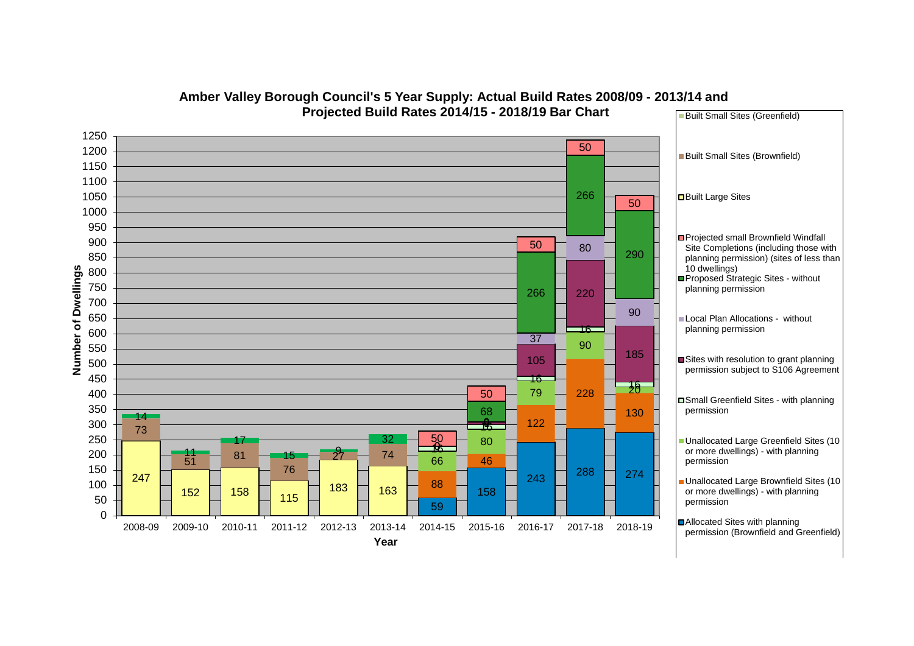# Amber Valley Borough Council's 5 Year Supply: Actual Build Rates 2008/09 - 2013/14 and Projected Build Rates 2014/15 - 2018/19 Bar Chart

| Year | Built Large Sites | Built Small Sites (Brownfield) | Built Small Sites (Greenfield) | Allocated Sites with planning permission (Brownfield and Greenfield) | Unallocated Large Brownfield Sites (10 or more dwellings) - with planning permission | Unallocated Large Greenfield Sites (10 or more dwellings) - with planning permission | Small Greenfield Sites - with planning permission | Sites with resolution to grant planning permission subject to S106 Agreement | Local Plan Allocations - without planning permission | Proposed Strategic Sites - without planning permission | Projected small Brownfield Windfall Site Completions (including those with planning permission) (sites of less than 10 dwellings) |
|---|---|---|---|---|---|---|---|---|---|---|---|
| 2008-09 | 247 | 73 | 14 | | | | | | | | |
| 2009-10 | 152 | 51 | 11 | | | | | | | | |
| 2010-11 | 158 | 81 | 17 | | | | | | | | |
| 2011-12 | 115 | 76 | 15 | | | | | | | | |
| 2012-13 | 183 | 27 | 9 | | | | | | | | |
| 2013-14 | 163 | 74 | 32 | | | | | | | | |
| 2014-15 | | | | 59 | 88 | 66 | 16 | 0 | | | 50 |
| 2015-16 | | | | 158 | 46 | 80 | 16 | 8 | 0 | 68 | 50 |
| 2016-17 | | | | 243 | 122 | 79 | 16 | 105 | 37 | 266 | 50 |
| 2017-18 | | | | 288 | 228 | 90 | 16 | 220 | 80 | 266 | 50 |
| 2018-19 | | | | 274 | 130 | 20 | 16 | 185 | 90 | 290 | 50 |

Y-axis: Number of Dwellings (0–1250)

X-axis: Year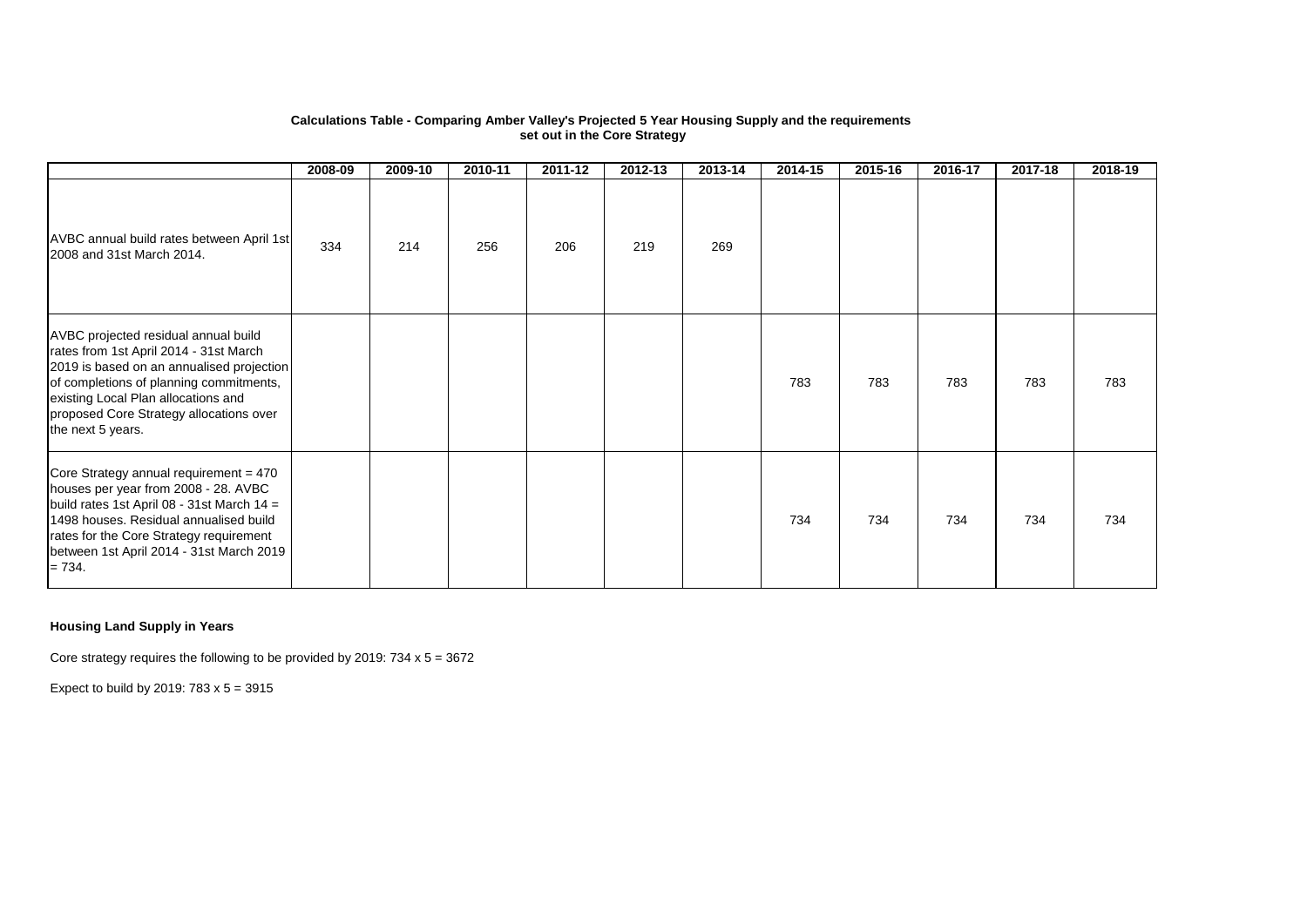**Calculations Table - Comparing Amber Valley's Projected 5 Year Housing Supply and the requirements set out in the Core Strategy**

| | 2008-09 | 2009-10 | 2010-11 | 2011-12 | 2012-13 | 2013-14 | 2014-15 | 2015-16 | 2016-17 | 2017-18 | 2018-19 |
|---|---|---|---|---|---|---|---|---|---|---|---|
| AVBC annual build rates between April 1st 2008 and 31st March 2014. | 334 | 214 | 256 | 206 | 219 | 269 | | | | | |
| AVBC projected residual annual build rates from 1st April 2014 - 31st March 2019 is based on an annualised projection of completions of planning commitments, existing Local Plan allocations and proposed Core Strategy allocations over the next 5 years. | | | | | | | 783 | 783 | 783 | 783 | 783 |
| Core Strategy annual requirement = 470 houses per year from 2008 - 28. AVBC build rates 1st April 08 - 31st March 14 = 1498 houses. Residual annualised build rates for the Core Strategy requirement between 1st April 2014 - 31st March 2019 = 734. | | | | | | | 734 | 734 | 734 | 734 | 734 |

**Housing Land Supply in Years**

Core strategy requires the following to be provided by 2019: 734 x 5 = 3672

Expect to build by 2019: 783 x 5 = 3915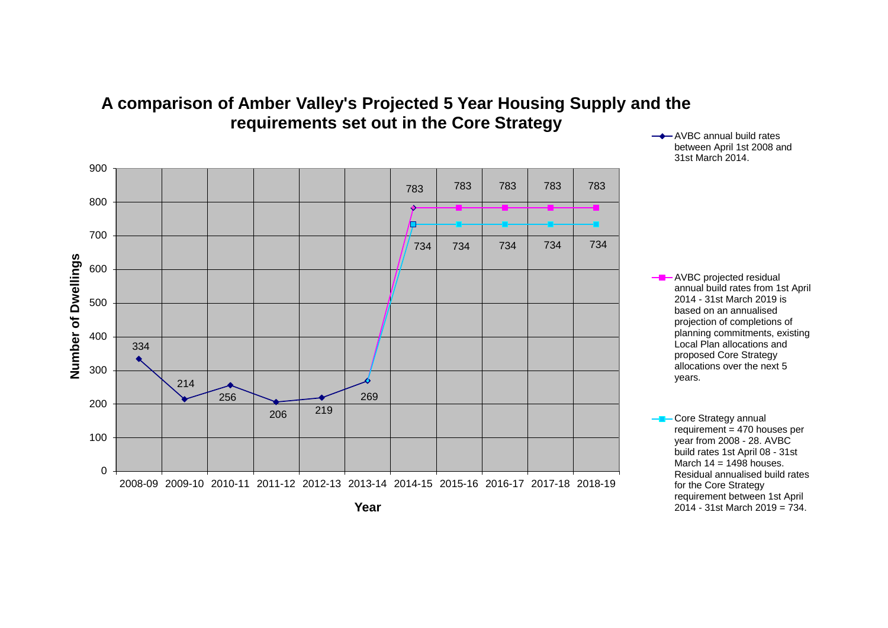# A comparison of Amber Valley's Projected 5 Year Housing Supply and the requirements set out in the Core Strategy

| Year | AVBC annual build rates between April 1st 2008 and 31st March 2014. | AVBC projected residual annual build rates from 1st April 2014 - 31st March 2019 is based on an annualised projection of completions of planning commitments, existing Local Plan allocations and proposed Core Strategy allocations over the next 5 years. | Core Strategy annual requirement = 470 houses per year from 2008 - 28. AVBC build rates 1st April 08 - 31st March 14 = 1498 houses. Residual annualised build rates for the Core Strategy requirement between 1st April 2014 - 31st March 2019 = 734. |
|---|---|---|---|
| 2008-09 | 334 | | |
| 2009-10 | 214 | | |
| 2010-11 | 256 | | |
| 2011-12 | 206 | | |
| 2012-13 | 219 | | |
| 2013-14 | 269 | | |
| 2014-15 | | 783 | 734 |
| 2015-16 | | 783 | 734 |
| 2016-17 | | 783 | 734 |
| 2017-18 | | 783 | 734 |
| 2018-19 | | 783 | 734 |

Number of Dwellings (y-axis, 0–900); Year (x-axis)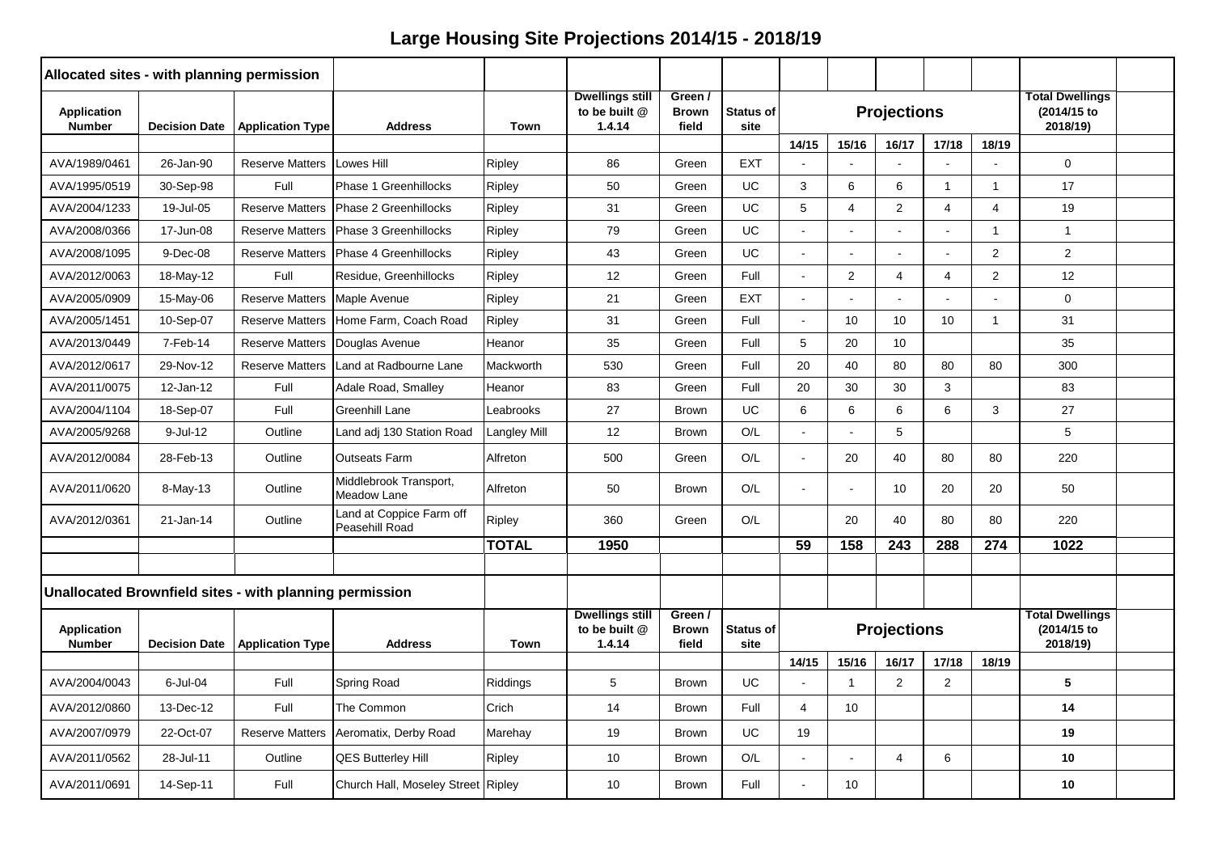# Large Housing Site Projections 2014/15 - 2018/19

**Allocated sites - with planning permission**

| Application Number | Decision Date | Application Type | Address | Town | Dwellings still to be built @ 1.4.14 | Green / Brown field | Status of site | Projections | | | | | Total Dwellings (2014/15 to 2018/19) |
|---|---|---|---|---|---|---|---|---|---|---|---|---|---|
| | | | | | | | | 14/15 | 15/16 | 16/17 | 17/18 | 18/19 | |
| AVA/1989/0461 | 26-Jan-90 | Reserve Matters | Lowes Hill | Ripley | 86 | Green | EXT | - | - | - | - | - | 0 |
| AVA/1995/0519 | 30-Sep-98 | Full | Phase 1 Greenhillocks | Ripley | 50 | Green | UC | 3 | 6 | 6 | 1 | 1 | 17 |
| AVA/2004/1233 | 19-Jul-05 | Reserve Matters | Phase 2 Greenhillocks | Ripley | 31 | Green | UC | 5 | 4 | 2 | 4 | 4 | 19 |
| AVA/2008/0366 | 17-Jun-08 | Reserve Matters | Phase 3 Greenhillocks | Ripley | 79 | Green | UC | - | - | - | - | 1 | 1 |
| AVA/2008/1095 | 9-Dec-08 | Reserve Matters | Phase 4 Greenhillocks | Ripley | 43 | Green | UC | - | - | - | - | 2 | 2 |
| AVA/2012/0063 | 18-May-12 | Full | Residue, Greenhillocks | Ripley | 12 | Green | Full | - | 2 | 4 | 4 | 2 | 12 |
| AVA/2005/0909 | 15-May-06 | Reserve Matters | Maple Avenue | Ripley | 21 | Green | EXT | - | - | - | - | - | 0 |
| AVA/2005/1451 | 10-Sep-07 | Reserve Matters | Home Farm, Coach Road | Ripley | 31 | Green | Full | - | 10 | 10 | 10 | 1 | 31 |
| AVA/2013/0449 | 7-Feb-14 | Reserve Matters | Douglas Avenue | Heanor | 35 | Green | Full | 5 | 20 | 10 | | | 35 |
| AVA/2012/0617 | 29-Nov-12 | Reserve Matters | Land at Radbourne Lane | Mackworth | 530 | Green | Full | 20 | 40 | 80 | 80 | 80 | 300 |
| AVA/2011/0075 | 12-Jan-12 | Full | Adale Road, Smalley | Heanor | 83 | Green | Full | 20 | 30 | 30 | 3 | | 83 |
| AVA/2004/1104 | 18-Sep-07 | Full | Greenhill Lane | Leabrooks | 27 | Brown | UC | 6 | 6 | 6 | 6 | 3 | 27 |
| AVA/2005/9268 | 9-Jul-12 | Outline | Land adj 130 Station Road | Langley Mill | 12 | Brown | O/L | - | - | 5 | | | 5 |
| AVA/2012/0084 | 28-Feb-13 | Outline | Outseats Farm | Alfreton | 500 | Green | O/L | - | 20 | 40 | 80 | 80 | 220 |
| AVA/2011/0620 | 8-May-13 | Outline | Middlebrook Transport, Meadow Lane | Alfreton | 50 | Brown | O/L | - | - | 10 | 20 | 20 | 50 |
| AVA/2012/0361 | 21-Jan-14 | Outline | Land at Coppice Farm off Peasehill Road | Ripley | 360 | Green | O/L | | 20 | 40 | 80 | 80 | 220 |
| | | | | **TOTAL** | **1950** | | | **59** | **158** | **243** | **288** | **274** | **1022** |

**Unallocated Brownfield sites - with planning permission**

| Application Number | Decision Date | Application Type | Address | Town | Dwellings still to be built @ 1.4.14 | Green / Brown field | Status of site | Projections | | | | | Total Dwellings (2014/15 to 2018/19) |
|---|---|---|---|---|---|---|---|---|---|---|---|---|---|
| | | | | | | | | 14/15 | 15/16 | 16/17 | 17/18 | 18/19 | |
| AVA/2004/0043 | 6-Jul-04 | Full | Spring Road | Riddings | 5 | Brown | UC | - | 1 | 2 | 2 | | **5** |
| AVA/2012/0860 | 13-Dec-12 | Full | The Common | Crich | 14 | Brown | Full | 4 | 10 | | | | **14** |
| AVA/2007/0979 | 22-Oct-07 | Reserve Matters | Aeromatix, Derby Road | Marehay | 19 | Brown | UC | 19 | | | | | **19** |
| AVA/2011/0562 | 28-Jul-11 | Outline | QES Butterley Hill | Ripley | 10 | Brown | O/L | - | - | 4 | 6 | | **10** |
| AVA/2011/0691 | 14-Sep-11 | Full | Church Hall, Moseley Street | Ripley | 10 | Brown | Full | - | 10 | | | | **10** |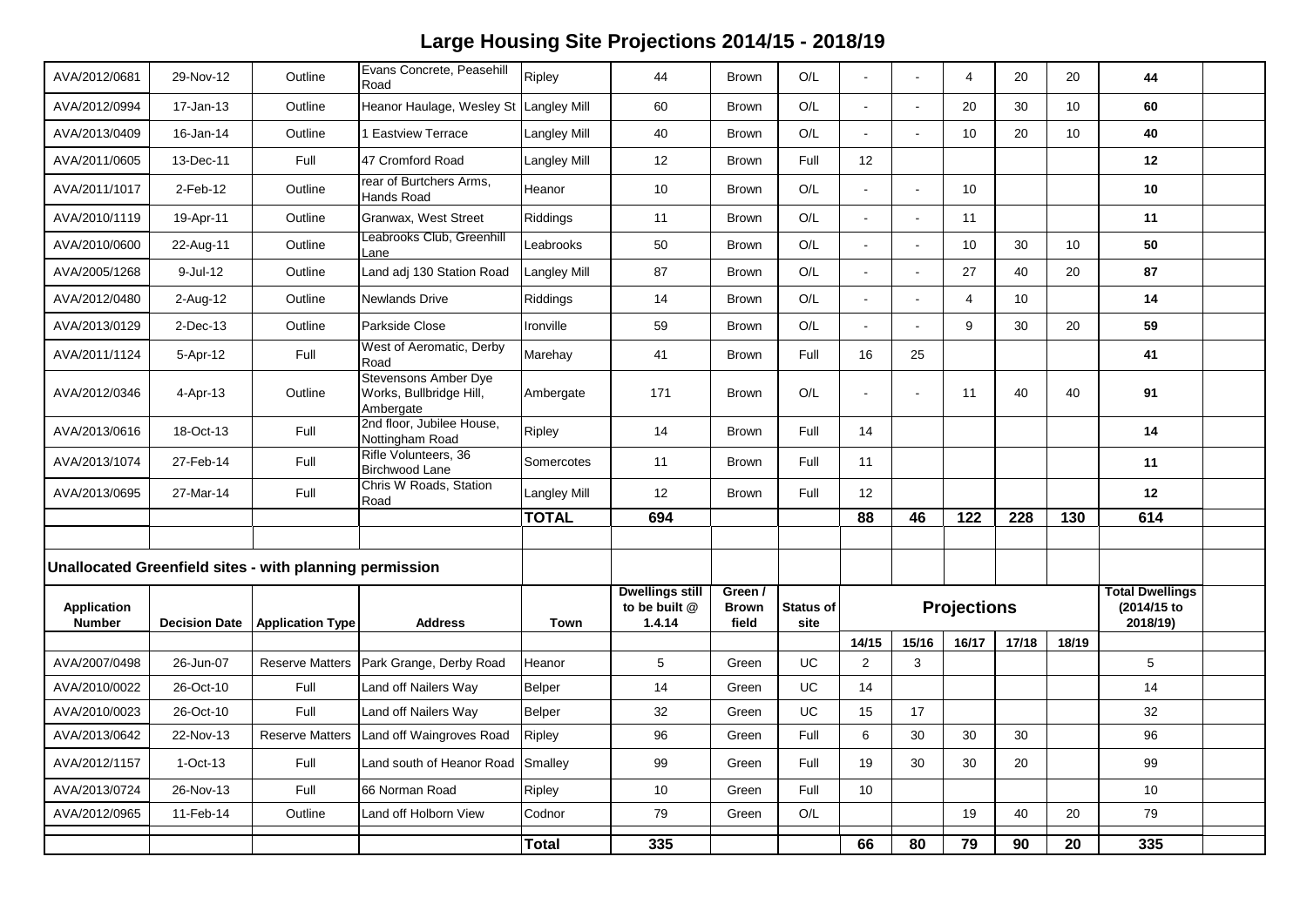# Large Housing Site Projections 2014/15 - 2018/19

| | | | | | | | | | | | | | | |
|---|---|---|---|---|---|---|---|---|---|---|---|---|---|---|
| AVA/2012/0681 | 29-Nov-12 | Outline | Evans Concrete, Peasehill Road | Ripley | 44 | Brown | O/L | - | - | 4 | 20 | 20 | **44** | |
| AVA/2012/0994 | 17-Jan-13 | Outline | Heanor Haulage, Wesley St | Langley Mill | 60 | Brown | O/L | - | - | 20 | 30 | 10 | **60** | |
| AVA/2013/0409 | 16-Jan-14 | Outline | 1 Eastview Terrace | Langley Mill | 40 | Brown | O/L | - | - | 10 | 20 | 10 | **40** | |
| AVA/2011/0605 | 13-Dec-11 | Full | 47 Cromford Road | Langley Mill | 12 | Brown | Full | 12 | | | | | **12** | |
| AVA/2011/1017 | 2-Feb-12 | Outline | rear of Burtchers Arms, Hands Road | Heanor | 10 | Brown | O/L | - | - | 10 | | | **10** | |
| AVA/2010/1119 | 19-Apr-11 | Outline | Granwax, West Street | Riddings | 11 | Brown | O/L | - | - | 11 | | | **11** | |
| AVA/2010/0600 | 22-Aug-11 | Outline | Leabrooks Club, Greenhill Lane | Leabrooks | 50 | Brown | O/L | - | - | 10 | 30 | 10 | **50** | |
| AVA/2005/1268 | 9-Jul-12 | Outline | Land adj 130 Station Road | Langley Mill | 87 | Brown | O/L | - | - | 27 | 40 | 20 | **87** | |
| AVA/2012/0480 | 2-Aug-12 | Outline | Newlands Drive | Riddings | 14 | Brown | O/L | - | - | 4 | 10 | | **14** | |
| AVA/2013/0129 | 2-Dec-13 | Outline | Parkside Close | Ironville | 59 | Brown | O/L | - | - | 9 | 30 | 20 | **59** | |
| AVA/2011/1124 | 5-Apr-12 | Full | West of Aeromatic, Derby Road | Marehay | 41 | Brown | Full | 16 | 25 | | | | **41** | |
| AVA/2012/0346 | 4-Apr-13 | Outline | Stevensons Amber Dye Works, Bullbridge Hill, Ambergate | Ambergate | 171 | Brown | O/L | - | - | 11 | 40 | 40 | **91** | |
| AVA/2013/0616 | 18-Oct-13 | Full | 2nd floor, Jubilee House, Nottingham Road | Ripley | 14 | Brown | Full | 14 | | | | | **14** | |
| AVA/2013/1074 | 27-Feb-14 | Full | Rifle Volunteers, 36 Birchwood Lane | Somercotes | 11 | Brown | Full | 11 | | | | | **11** | |
| AVA/2013/0695 | 27-Mar-14 | Full | Chris W Roads, Station Road | Langley Mill | 12 | Brown | Full | 12 | | | | | **12** | |
| | | | | **TOTAL** | **694** | | | **88** | **46** | **122** | **228** | **130** | **614** | |

**Unallocated Greenfield sites - with planning permission**

| Application Number | Decision Date | Application Type | Address | Town | Dwellings still to be built @ 1.4.14 | Green / Brown field | Status of site | Projections | | | | | Total Dwellings (2014/15 to 2018/19) | |
|---|---|---|---|---|---|---|---|---|---|---|---|---|---|---|
| | | | | | | | | 14/15 | 15/16 | 16/17 | 17/18 | 18/19 | | |
| AVA/2007/0498 | 26-Jun-07 | Reserve Matters | Park Grange, Derby Road | Heanor | 5 | Green | UC | 2 | 3 | | | | 5 | |
| AVA/2010/0022 | 26-Oct-10 | Full | Land off Nailers Way | Belper | 14 | Green | UC | 14 | | | | | 14 | |
| AVA/2010/0023 | 26-Oct-10 | Full | Land off Nailers Way | Belper | 32 | Green | UC | 15 | 17 | | | | 32 | |
| AVA/2013/0642 | 22-Nov-13 | Reserve Matters | Land off Waingroves Road | Ripley | 96 | Green | Full | 6 | 30 | 30 | 30 | | 96 | |
| AVA/2012/1157 | 1-Oct-13 | Full | Land south of Heanor Road | Smalley | 99 | Green | Full | 19 | 30 | 30 | 20 | | 99 | |
| AVA/2013/0724 | 26-Nov-13 | Full | 66 Norman Road | Ripley | 10 | Green | Full | 10 | | | | | 10 | |
| AVA/2012/0965 | 11-Feb-14 | Outline | Land off Holborn View | Codnor | 79 | Green | O/L | | | 19 | 40 | 20 | 79 | |
| | | | | **Total** | **335** | | | **66** | **80** | **79** | **90** | **20** | **335** | |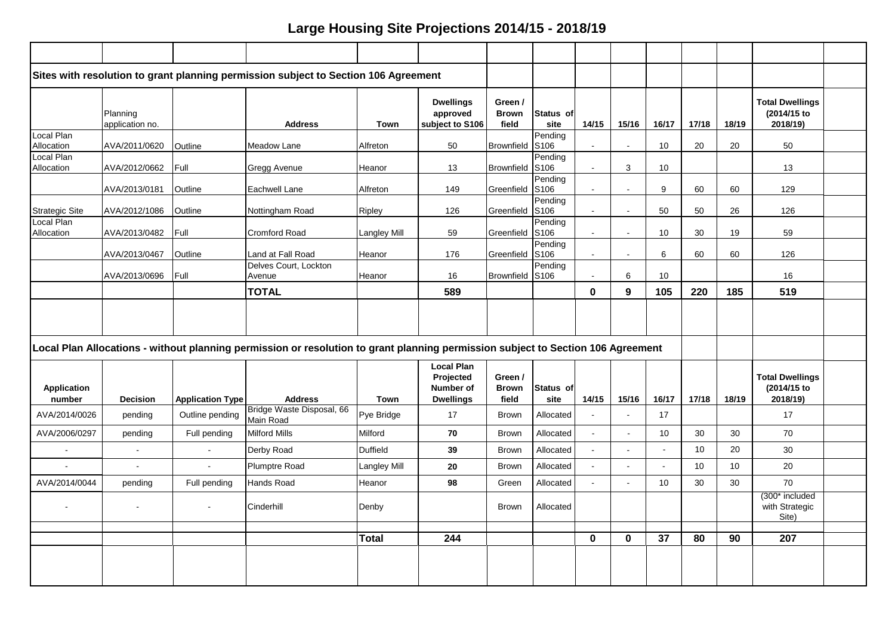# Large Housing Site Projections 2014/15 - 2018/19

## Sites with resolution to grant planning permission subject to Section 106 Agreement

| | Planning application no. | | Address | Town | Dwellings approved subject to S106 | Green / Brown field | Status of site | 14/15 | 15/16 | 16/17 | 17/18 | 18/19 | Total Dwellings (2014/15 to 2018/19) |
|---|---|---|---|---|---|---|---|---|---|---|---|---|---|
| Local Plan Allocation | AVA/2011/0620 | Outline | Meadow Lane | Alfreton | 50 | Brownfield | Pending S106 | - | - | 10 | 20 | 20 | 50 |
| Local Plan Allocation | AVA/2012/0662 | Full | Gregg Avenue | Heanor | 13 | Brownfield | Pending S106 | - | 3 | 10 | | | 13 |
| | AVA/2013/0181 | Outline | Eachwell Lane | Alfreton | 149 | Greenfield | Pending S106 | - | - | 9 | 60 | 60 | 129 |
| Strategic Site | AVA/2012/1086 | Outline | Nottingham Road | Ripley | 126 | Greenfield | Pending S106 | - | - | 50 | 50 | 26 | 126 |
| Local Plan Allocation | AVA/2013/0482 | Full | Cromford Road | Langley Mill | 59 | Greenfield | Pending S106 | - | - | 10 | 30 | 19 | 59 |
| | AVA/2013/0467 | Outline | Land at Fall Road | Heanor | 176 | Greenfield | Pending S106 | - | - | 6 | 60 | 60 | 126 |
| | AVA/2013/0696 | Full | Delves Court, Lockton Avenue | Heanor | 16 | Brownfield | Pending S106 | - | 6 | 10 | | | 16 |
| | | | **TOTAL** | | **589** | | | **0** | **9** | **105** | **220** | **185** | **519** |

## Local Plan Allocations - without planning permission or resolution to grant planning permission subject to Section 106 Agreement

| Application number | Decision | Application Type | Address | Town | Local Plan Projected Number of Dwellings | Green / Brown field | Status of site | 14/15 | 15/16 | 16/17 | 17/18 | 18/19 | Total Dwellings (2014/15 to 2018/19) |
|---|---|---|---|---|---|---|---|---|---|---|---|---|---|
| AVA/2014/0026 | pending | Outline pending | Bridge Waste Disposal, 66 Main Road | Pye Bridge | 17 | Brown | Allocated | - | - | 17 | | | 17 |
| AVA/2006/0297 | pending | Full pending | Milford Mills | Milford | 70 | Brown | Allocated | - | - | 10 | 30 | 30 | 70 |
| - | - | - | Derby Road | Duffield | 39 | Brown | Allocated | - | - | - | 10 | 20 | 30 |
| - | - | - | Plumptre Road | Langley Mill | 20 | Brown | Allocated | - | - | - | 10 | 10 | 20 |
| AVA/2014/0044 | pending | Full pending | Hands Road | Heanor | 98 | Green | Allocated | - | - | 10 | 30 | 30 | 70 |
| - | - | - | Cinderhill | Denby | | Brown | Allocated | | | | | | (300* included with Strategic Site) |
| | | | | **Total** | **244** | | | **0** | **0** | **37** | **80** | **90** | **207** |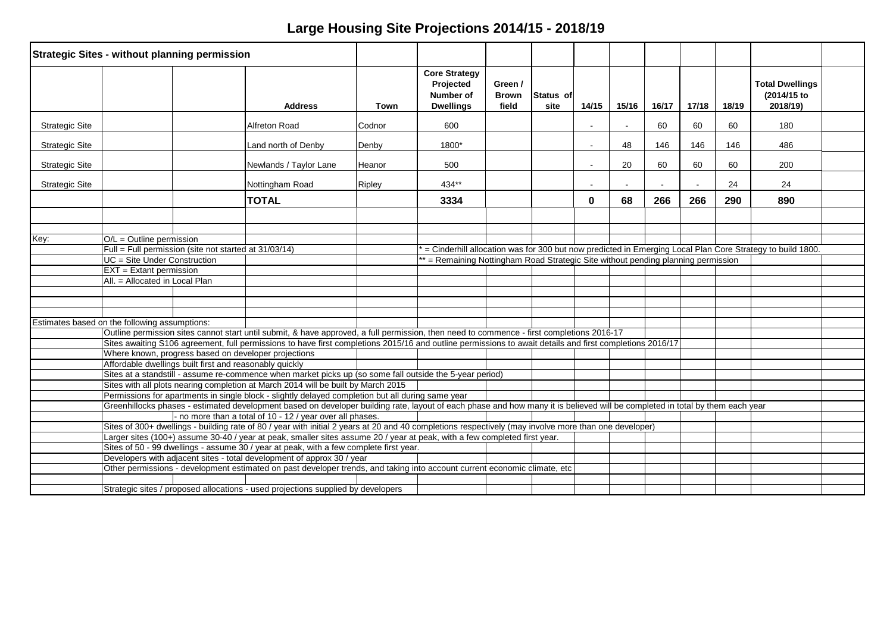# Large Housing Site Projections 2014/15 - 2018/19

| Strategic Sites - without planning permission | | | | | | | | | | | | | |
|---|---|---|---|---|---|---|---|---|---|---|---|---|---|
| | | | **Address** | **Town** | **Core Strategy Projected Number of Dwellings** | **Green / Brown field** | **Status of site** | **14/15** | **15/16** | **16/17** | **17/18** | **18/19** | **Total Dwellings (2014/15 to 2018/19)** |
| Strategic Site | | | Alfreton Road | Codnor | 600 | | | - | - | 60 | 60 | 60 | 180 |
| Strategic Site | | | Land north of Denby | Denby | 1800* | | | - | 48 | 146 | 146 | 146 | 486 |
| Strategic Site | | | Newlands / Taylor Lane | Heanor | 500 | | | - | 20 | 60 | 60 | 60 | 200 |
| Strategic Site | | | Nottingham Road | Ripley | 434** | | | - | - | - | - | 24 | 24 |
| | | | **TOTAL** | | **3334** | | | **0** | **68** | **266** | **266** | **290** | **890** |

Key:
- O/L = Outline permission
- Full = Full permission (site not started at 31/03/14)
- UC = Site Under Construction
- EXT = Extant permission
- All. = Allocated in Local Plan

\* = Cinderhill allocation was for 300 but now predicted in Emerging Local Plan Core Strategy to build 1800.

** = Remaining Nottingham Road Strategic Site without pending planning permission

Estimates based on the following assumptions:

- Outline permission sites cannot start until submit, & have approved, a full permission, then need to commence - first completions 2016-17
- Sites awaiting S106 agreement, full permissions to have first completions 2015/16 and outline permissions to await details and first completions 2016/17
- Where known, progress based on developer projections
- Affordable dwellings built first and reasonably quickly
- Sites at a standstill - assume re-commence when market picks up (so some fall outside the 5-year period)
- Sites with all plots nearing completion at March 2014 will be built by March 2015
- Permissions for apartments in single block - slightly delayed completion but all during same year
- Greenhillocks phases - estimated development based on developer building rate, layout of each phase and how many it is believed will be completed in total by them each year - no more than a total of 10 - 12 / year over all phases.
- Sites of 300+ dwellings - building rate of 80 / year with initial 2 years at 20 and 40 completions respectively (may involve more than one developer)
- Larger sites (100+) assume 30-40 / year at peak, smaller sites assume 20 / year at peak, with a few completed first year.
- Sites of 50 - 99 dwellings - assume 30 / year at peak, with a few complete first year.
- Developers with adjacent sites - total development of approx 30 / year
- Other permissions - development estimated on past developer trends, and taking into account current economic climate, etc

- Strategic sites / proposed allocations - used projections supplied by developers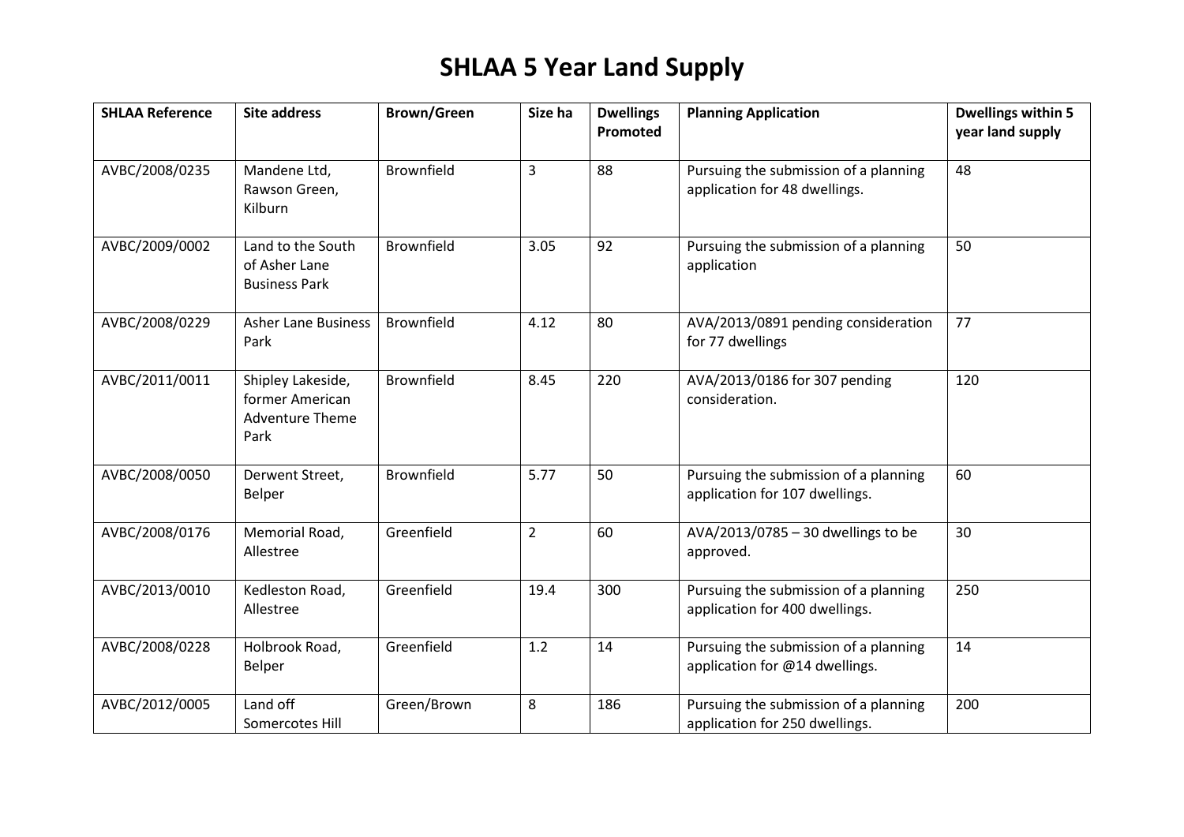# SHLAA 5 Year Land Supply

| SHLAA Reference | Site address | Brown/Green | Size ha | Dwellings Promoted | Planning Application | Dwellings within 5 year land supply |
|---|---|---|---|---|---|---|
| AVBC/2008/0235 | Mandene Ltd, Rawson Green, Kilburn | Brownfield | 3 | 88 | Pursuing the submission of a planning application for 48 dwellings. | 48 |
| AVBC/2009/0002 | Land to the South of Asher Lane Business Park | Brownfield | 3.05 | 92 | Pursuing the submission of a planning application | 50 |
| AVBC/2008/0229 | Asher Lane Business Park | Brownfield | 4.12 | 80 | AVA/2013/0891 pending consideration for 77 dwellings | 77 |
| AVBC/2011/0011 | Shipley Lakeside, former American Adventure Theme Park | Brownfield | 8.45 | 220 | AVA/2013/0186 for 307 pending consideration. | 120 |
| AVBC/2008/0050 | Derwent Street, Belper | Brownfield | 5.77 | 50 | Pursuing the submission of a planning application for 107 dwellings. | 60 |
| AVBC/2008/0176 | Memorial Road, Allestree | Greenfield | 2 | 60 | AVA/2013/0785 – 30 dwellings to be approved. | 30 |
| AVBC/2013/0010 | Kedleston Road, Allestree | Greenfield | 19.4 | 300 | Pursuing the submission of a planning application for 400 dwellings. | 250 |
| AVBC/2008/0228 | Holbrook Road, Belper | Greenfield | 1.2 | 14 | Pursuing the submission of a planning application for @14 dwellings. | 14 |
| AVBC/2012/0005 | Land off Somercotes Hill | Green/Brown | 8 | 186 | Pursuing the submission of a planning application for 250 dwellings. | 200 |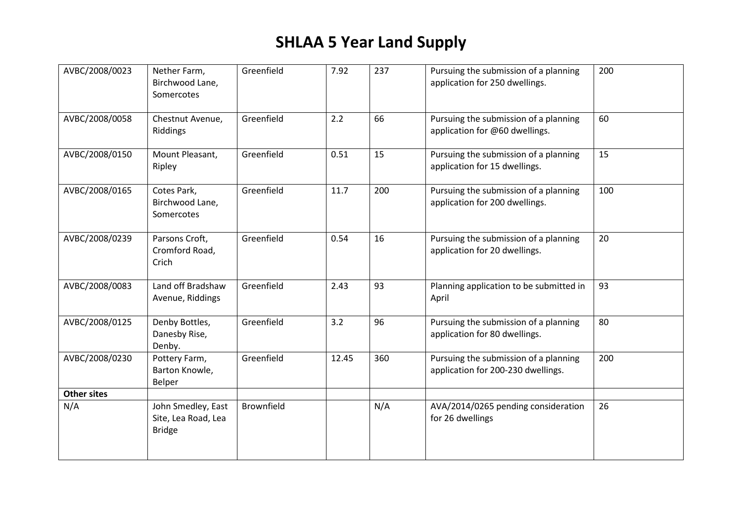# SHLAA 5 Year Land Supply

| | | | | | | |
|---|---|---|---|---|---|---|
| AVBC/2008/0023 | Nether Farm, Birchwood Lane, Somercotes | Greenfield | 7.92 | 237 | Pursuing the submission of a planning application for 250 dwellings. | 200 |
| AVBC/2008/0058 | Chestnut Avenue, Riddings | Greenfield | 2.2 | 66 | Pursuing the submission of a planning application for @60 dwellings. | 60 |
| AVBC/2008/0150 | Mount Pleasant, Ripley | Greenfield | 0.51 | 15 | Pursuing the submission of a planning application for 15 dwellings. | 15 |
| AVBC/2008/0165 | Cotes Park, Birchwood Lane, Somercotes | Greenfield | 11.7 | 200 | Pursuing the submission of a planning application for 200 dwellings. | 100 |
| AVBC/2008/0239 | Parsons Croft, Cromford Road, Crich | Greenfield | 0.54 | 16 | Pursuing the submission of a planning application for 20 dwellings. | 20 |
| AVBC/2008/0083 | Land off Bradshaw Avenue, Riddings | Greenfield | 2.43 | 93 | Planning application to be submitted in April | 93 |
| AVBC/2008/0125 | Denby Bottles, Danesby Rise, Denby. | Greenfield | 3.2 | 96 | Pursuing the submission of a planning application for 80 dwellings. | 80 |
| AVBC/2008/0230 | Pottery Farm, Barton Knowle, Belper | Greenfield | 12.45 | 360 | Pursuing the submission of a planning application for 200-230 dwellings. | 200 |
| **Other sites** | | | | | | |
| N/A | John Smedley, East Site, Lea Road, Lea Bridge | Brownfield | | N/A | AVA/2014/0265 pending consideration for 26 dwellings | 26 |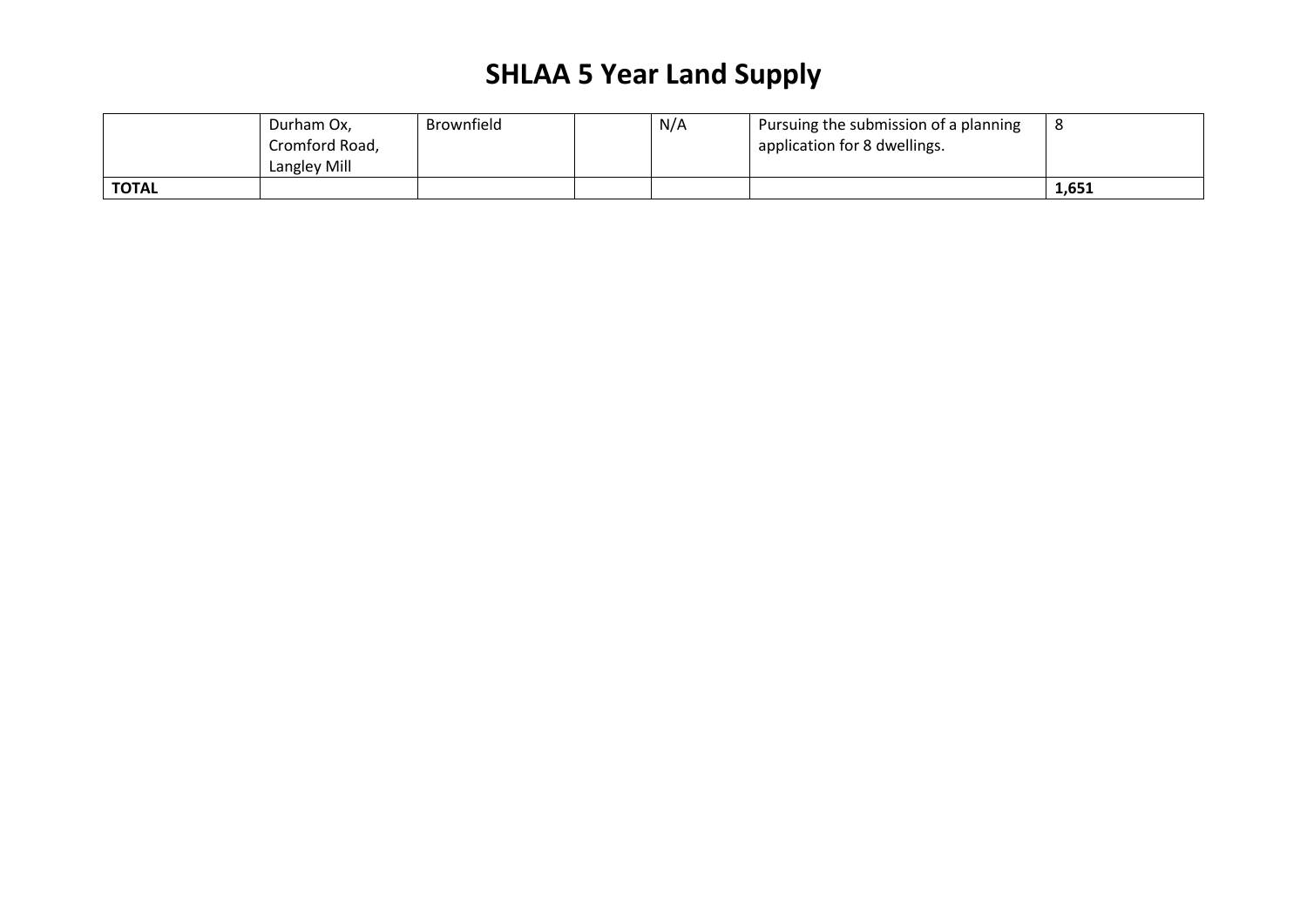# SHLAA 5 Year Land Supply

| | | | | | | |
|---|---|---|---|---|---|---|
| | Durham Ox, Cromford Road, Langley Mill | Brownfield | | N/A | Pursuing the submission of a planning application for 8 dwellings. | 8 |
| **TOTAL** | | | | | | **1,651** |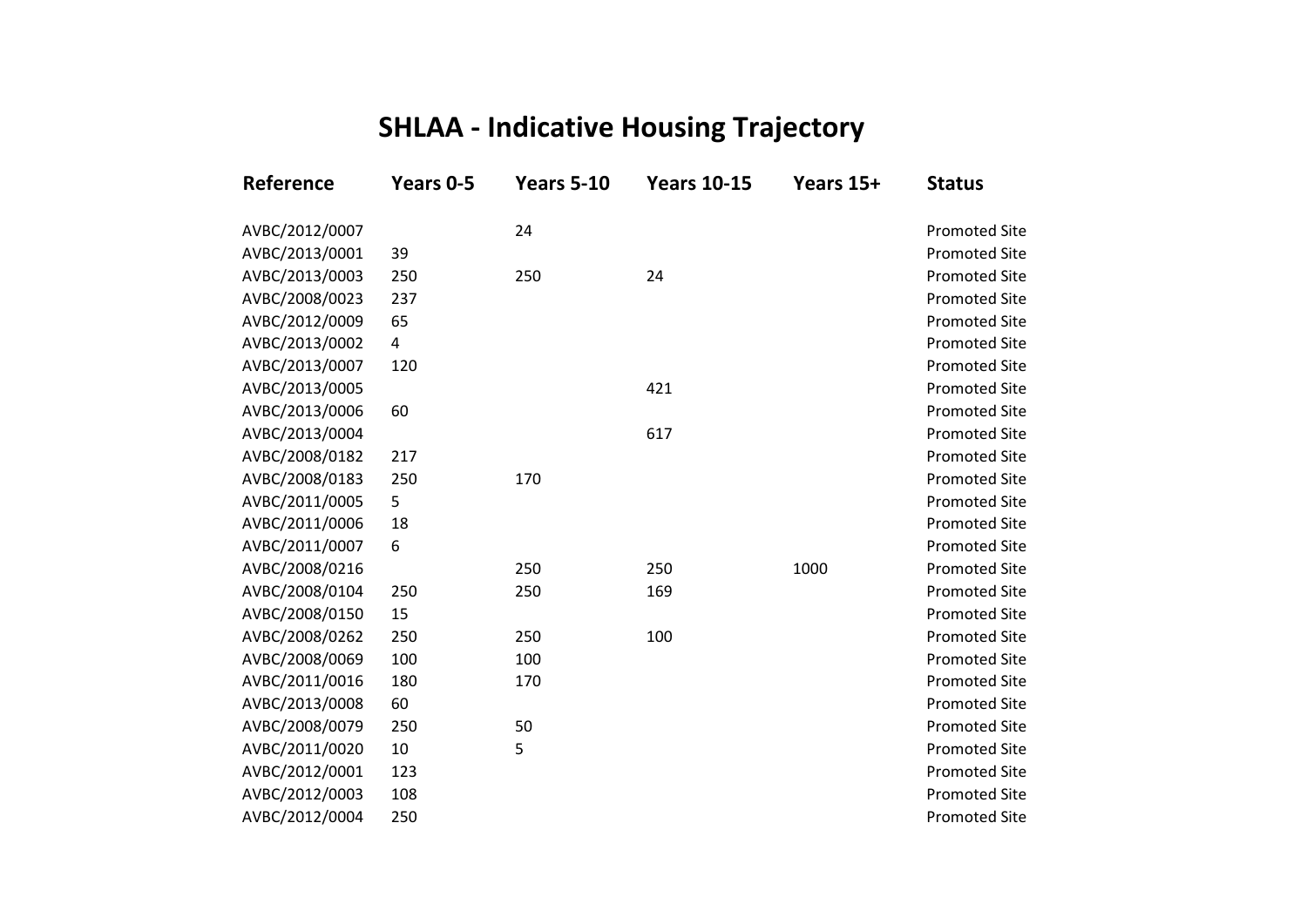# SHLAA - Indicative Housing Trajectory

| Reference | Years 0-5 | Years 5-10 | Years 10-15 | Years 15+ | Status |
|---|---|---|---|---|---|
| AVBC/2012/0007 | | 24 | | | Promoted Site |
| AVBC/2013/0001 | 39 | | | | Promoted Site |
| AVBC/2013/0003 | 250 | 250 | 24 | | Promoted Site |
| AVBC/2008/0023 | 237 | | | | Promoted Site |
| AVBC/2012/0009 | 65 | | | | Promoted Site |
| AVBC/2013/0002 | 4 | | | | Promoted Site |
| AVBC/2013/0007 | 120 | | | | Promoted Site |
| AVBC/2013/0005 | | | 421 | | Promoted Site |
| AVBC/2013/0006 | 60 | | | | Promoted Site |
| AVBC/2013/0004 | | | 617 | | Promoted Site |
| AVBC/2008/0182 | 217 | | | | Promoted Site |
| AVBC/2008/0183 | 250 | 170 | | | Promoted Site |
| AVBC/2011/0005 | 5 | | | | Promoted Site |
| AVBC/2011/0006 | 18 | | | | Promoted Site |
| AVBC/2011/0007 | 6 | | | | Promoted Site |
| AVBC/2008/0216 | | 250 | 250 | 1000 | Promoted Site |
| AVBC/2008/0104 | 250 | 250 | 169 | | Promoted Site |
| AVBC/2008/0150 | 15 | | | | Promoted Site |
| AVBC/2008/0262 | 250 | 250 | 100 | | Promoted Site |
| AVBC/2008/0069 | 100 | 100 | | | Promoted Site |
| AVBC/2011/0016 | 180 | 170 | | | Promoted Site |
| AVBC/2013/0008 | 60 | | | | Promoted Site |
| AVBC/2008/0079 | 250 | 50 | | | Promoted Site |
| AVBC/2011/0020 | 10 | 5 | | | Promoted Site |
| AVBC/2012/0001 | 123 | | | | Promoted Site |
| AVBC/2012/0003 | 108 | | | | Promoted Site |
| AVBC/2012/0004 | 250 | | | | Promoted Site |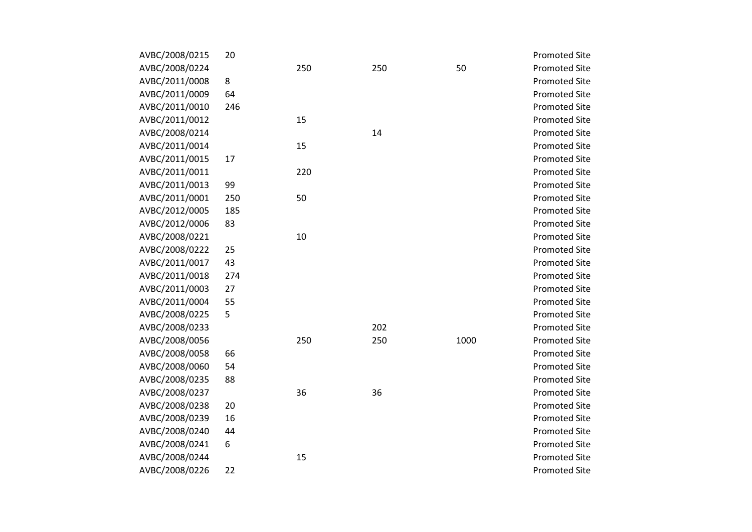| | | | | | |
|---|---|---|---|---|---|
| AVBC/2008/0215 | 20 | | | | Promoted Site |
| AVBC/2008/0224 | | 250 | 250 | 50 | Promoted Site |
| AVBC/2011/0008 | 8 | | | | Promoted Site |
| AVBC/2011/0009 | 64 | | | | Promoted Site |
| AVBC/2011/0010 | 246 | | | | Promoted Site |
| AVBC/2011/0012 | | 15 | | | Promoted Site |
| AVBC/2008/0214 | | | 14 | | Promoted Site |
| AVBC/2011/0014 | | 15 | | | Promoted Site |
| AVBC/2011/0015 | 17 | | | | Promoted Site |
| AVBC/2011/0011 | | 220 | | | Promoted Site |
| AVBC/2011/0013 | 99 | | | | Promoted Site |
| AVBC/2011/0001 | 250 | 50 | | | Promoted Site |
| AVBC/2012/0005 | 185 | | | | Promoted Site |
| AVBC/2012/0006 | 83 | | | | Promoted Site |
| AVBC/2008/0221 | | 10 | | | Promoted Site |
| AVBC/2008/0222 | 25 | | | | Promoted Site |
| AVBC/2011/0017 | 43 | | | | Promoted Site |
| AVBC/2011/0018 | 274 | | | | Promoted Site |
| AVBC/2011/0003 | 27 | | | | Promoted Site |
| AVBC/2011/0004 | 55 | | | | Promoted Site |
| AVBC/2008/0225 | 5 | | | | Promoted Site |
| AVBC/2008/0233 | | | 202 | | Promoted Site |
| AVBC/2008/0056 | | 250 | 250 | 1000 | Promoted Site |
| AVBC/2008/0058 | 66 | | | | Promoted Site |
| AVBC/2008/0060 | 54 | | | | Promoted Site |
| AVBC/2008/0235 | 88 | | | | Promoted Site |
| AVBC/2008/0237 | | 36 | 36 | | Promoted Site |
| AVBC/2008/0238 | 20 | | | | Promoted Site |
| AVBC/2008/0239 | 16 | | | | Promoted Site |
| AVBC/2008/0240 | 44 | | | | Promoted Site |
| AVBC/2008/0241 | 6 | | | | Promoted Site |
| AVBC/2008/0244 | | 15 | | | Promoted Site |
| AVBC/2008/0226 | 22 | | | | Promoted Site |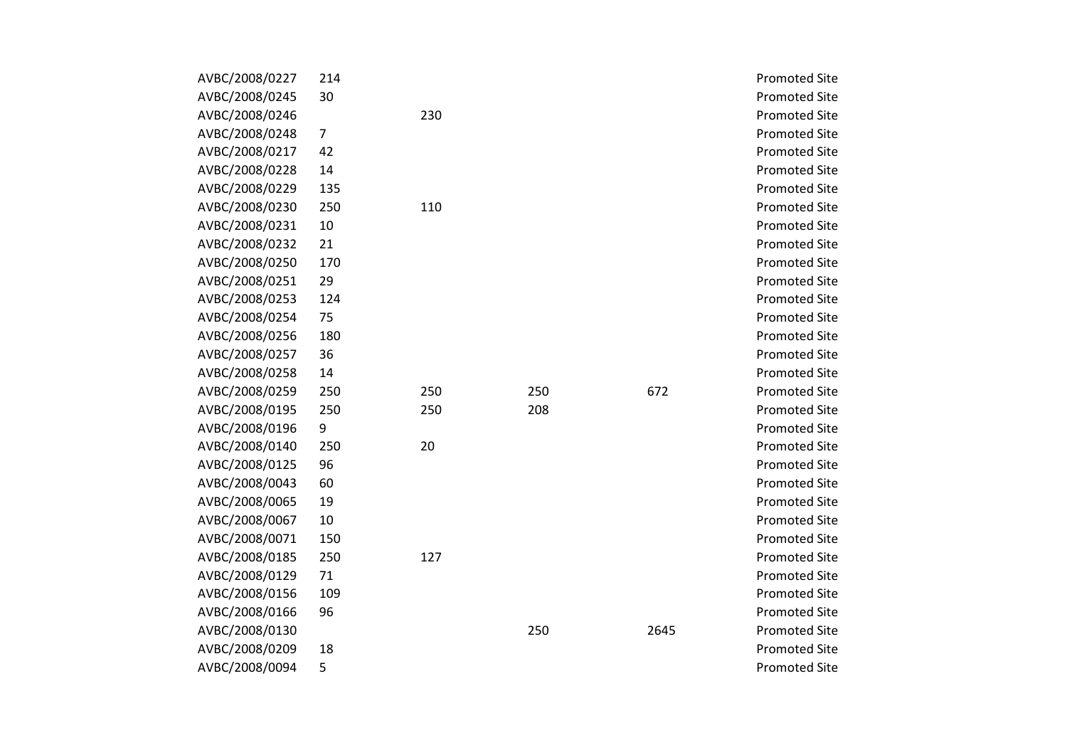| | | | | | |
|---|---|---|---|---|---|
| AVBC/2008/0227 | 214 | | | | Promoted Site |
| AVBC/2008/0245 | 30 | | | | Promoted Site |
| AVBC/2008/0246 | | 230 | | | Promoted Site |
| AVBC/2008/0248 | 7 | | | | Promoted Site |
| AVBC/2008/0217 | 42 | | | | Promoted Site |
| AVBC/2008/0228 | 14 | | | | Promoted Site |
| AVBC/2008/0229 | 135 | | | | Promoted Site |
| AVBC/2008/0230 | 250 | 110 | | | Promoted Site |
| AVBC/2008/0231 | 10 | | | | Promoted Site |
| AVBC/2008/0232 | 21 | | | | Promoted Site |
| AVBC/2008/0250 | 170 | | | | Promoted Site |
| AVBC/2008/0251 | 29 | | | | Promoted Site |
| AVBC/2008/0253 | 124 | | | | Promoted Site |
| AVBC/2008/0254 | 75 | | | | Promoted Site |
| AVBC/2008/0256 | 180 | | | | Promoted Site |
| AVBC/2008/0257 | 36 | | | | Promoted Site |
| AVBC/2008/0258 | 14 | | | | Promoted Site |
| AVBC/2008/0259 | 250 | 250 | 250 | 672 | Promoted Site |
| AVBC/2008/0195 | 250 | 250 | 208 | | Promoted Site |
| AVBC/2008/0196 | 9 | | | | Promoted Site |
| AVBC/2008/0140 | 250 | 20 | | | Promoted Site |
| AVBC/2008/0125 | 96 | | | | Promoted Site |
| AVBC/2008/0043 | 60 | | | | Promoted Site |
| AVBC/2008/0065 | 19 | | | | Promoted Site |
| AVBC/2008/0067 | 10 | | | | Promoted Site |
| AVBC/2008/0071 | 150 | | | | Promoted Site |
| AVBC/2008/0185 | 250 | 127 | | | Promoted Site |
| AVBC/2008/0129 | 71 | | | | Promoted Site |
| AVBC/2008/0156 | 109 | | | | Promoted Site |
| AVBC/2008/0166 | 96 | | | | Promoted Site |
| AVBC/2008/0130 | | | 250 | 2645 | Promoted Site |
| AVBC/2008/0209 | 18 | | | | Promoted Site |
| AVBC/2008/0094 | 5 | | | | Promoted Site |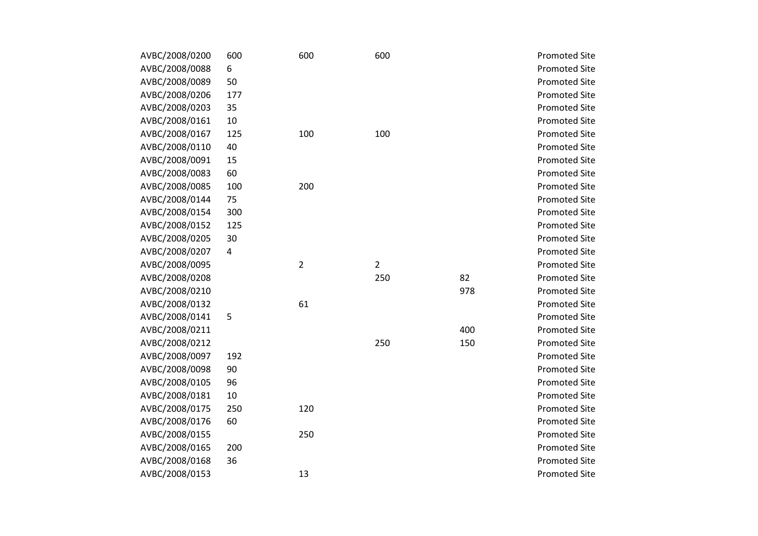| | | | | | |
|---|---|---|---|---|---|
| AVBC/2008/0200 | 600 | 600 | 600 | | Promoted Site |
| AVBC/2008/0088 | 6 | | | | Promoted Site |
| AVBC/2008/0089 | 50 | | | | Promoted Site |
| AVBC/2008/0206 | 177 | | | | Promoted Site |
| AVBC/2008/0203 | 35 | | | | Promoted Site |
| AVBC/2008/0161 | 10 | | | | Promoted Site |
| AVBC/2008/0167 | 125 | 100 | 100 | | Promoted Site |
| AVBC/2008/0110 | 40 | | | | Promoted Site |
| AVBC/2008/0091 | 15 | | | | Promoted Site |
| AVBC/2008/0083 | 60 | | | | Promoted Site |
| AVBC/2008/0085 | 100 | 200 | | | Promoted Site |
| AVBC/2008/0144 | 75 | | | | Promoted Site |
| AVBC/2008/0154 | 300 | | | | Promoted Site |
| AVBC/2008/0152 | 125 | | | | Promoted Site |
| AVBC/2008/0205 | 30 | | | | Promoted Site |
| AVBC/2008/0207 | 4 | | | | Promoted Site |
| AVBC/2008/0095 | | 2 | 2 | | Promoted Site |
| AVBC/2008/0208 | | | 250 | 82 | Promoted Site |
| AVBC/2008/0210 | | | | 978 | Promoted Site |
| AVBC/2008/0132 | | 61 | | | Promoted Site |
| AVBC/2008/0141 | 5 | | | | Promoted Site |
| AVBC/2008/0211 | | | | 400 | Promoted Site |
| AVBC/2008/0212 | | | 250 | 150 | Promoted Site |
| AVBC/2008/0097 | 192 | | | | Promoted Site |
| AVBC/2008/0098 | 90 | | | | Promoted Site |
| AVBC/2008/0105 | 96 | | | | Promoted Site |
| AVBC/2008/0181 | 10 | | | | Promoted Site |
| AVBC/2008/0175 | 250 | 120 | | | Promoted Site |
| AVBC/2008/0176 | 60 | | | | Promoted Site |
| AVBC/2008/0155 | | 250 | | | Promoted Site |
| AVBC/2008/0165 | 200 | | | | Promoted Site |
| AVBC/2008/0168 | 36 | | | | Promoted Site |
| AVBC/2008/0153 | | 13 | | | Promoted Site |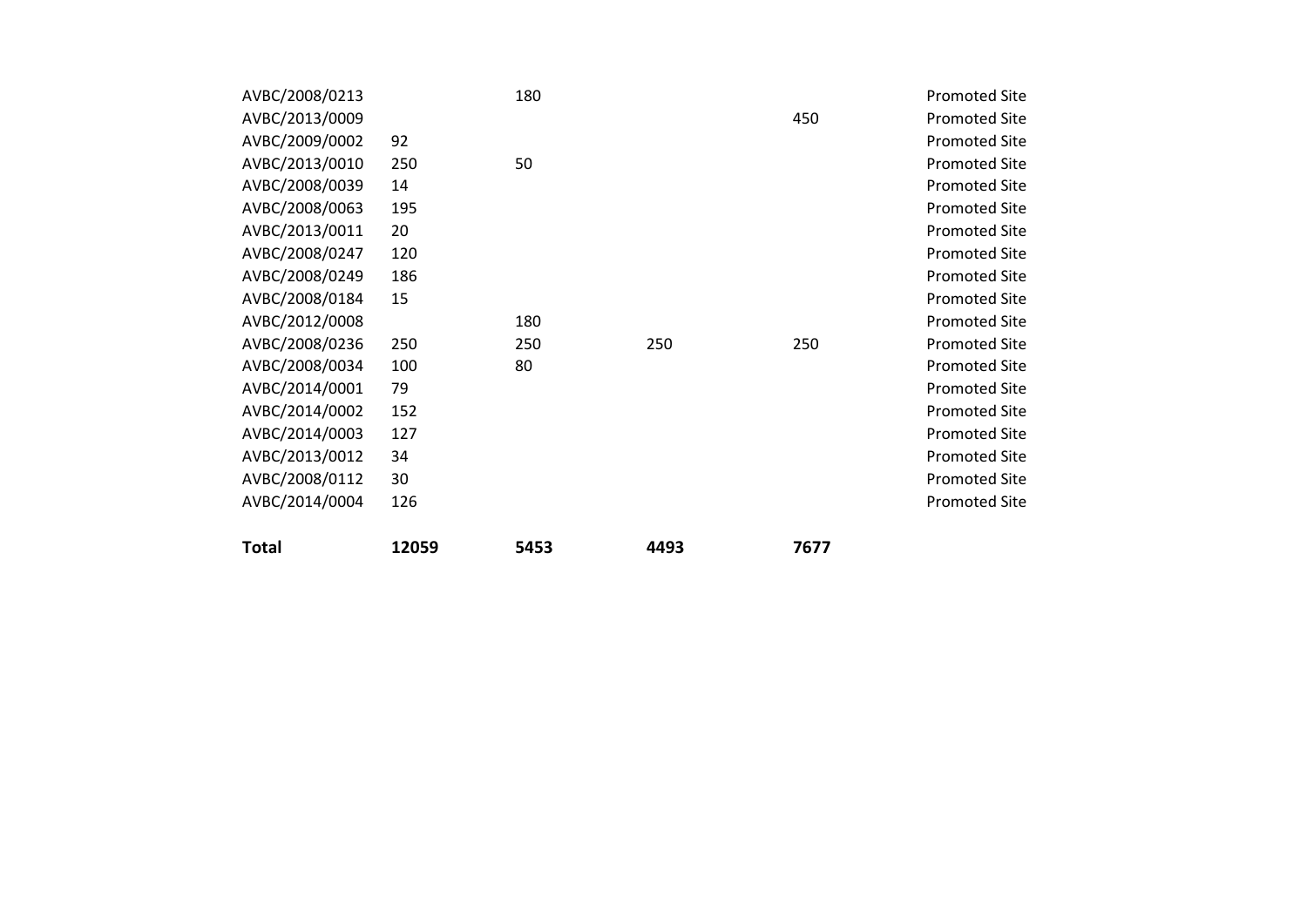| | | | | | |
|---|---|---|---|---|---|
| AVBC/2008/0213 | | 180 | | | Promoted Site |
| AVBC/2013/0009 | | | | 450 | Promoted Site |
| AVBC/2009/0002 | 92 | | | | Promoted Site |
| AVBC/2013/0010 | 250 | 50 | | | Promoted Site |
| AVBC/2008/0039 | 14 | | | | Promoted Site |
| AVBC/2008/0063 | 195 | | | | Promoted Site |
| AVBC/2013/0011 | 20 | | | | Promoted Site |
| AVBC/2008/0247 | 120 | | | | Promoted Site |
| AVBC/2008/0249 | 186 | | | | Promoted Site |
| AVBC/2008/0184 | 15 | | | | Promoted Site |
| AVBC/2012/0008 | | 180 | | | Promoted Site |
| AVBC/2008/0236 | 250 | 250 | 250 | 250 | Promoted Site |
| AVBC/2008/0034 | 100 | 80 | | | Promoted Site |
| AVBC/2014/0001 | 79 | | | | Promoted Site |
| AVBC/2014/0002 | 152 | | | | Promoted Site |
| AVBC/2014/0003 | 127 | | | | Promoted Site |
| AVBC/2013/0012 | 34 | | | | Promoted Site |
| AVBC/2008/0112 | 30 | | | | Promoted Site |
| AVBC/2014/0004 | 126 | | | | Promoted Site |
| **Total** | **12059** | **5453** | **4493** | **7677** | |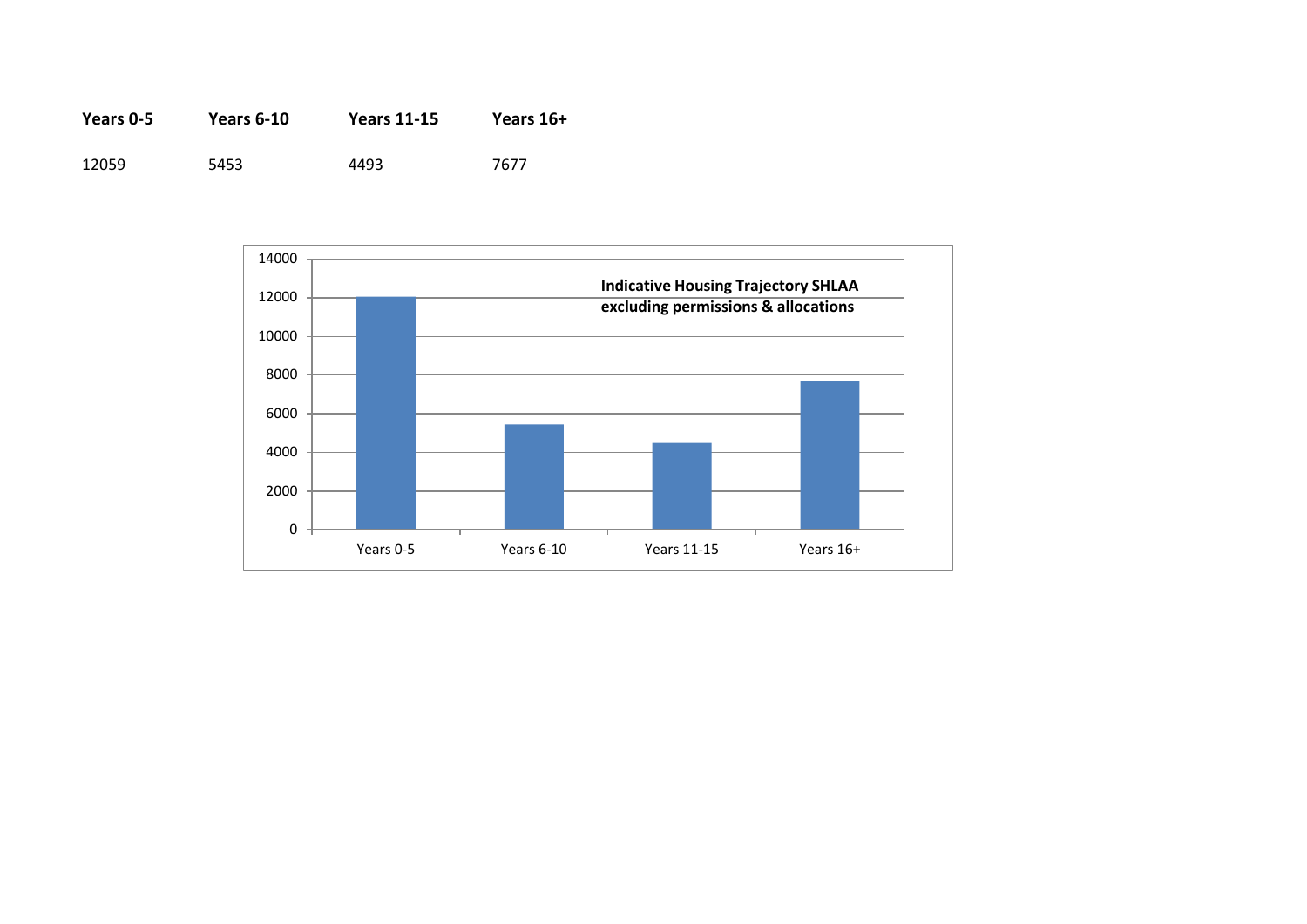| Years 0-5 | Years 6-10 | Years 11-15 | Years 16+ |
|---|---|---|---|
| 12059 | 5453 | 4493 | 7677 |

**Indicative Housing Trajectory SHLAA excluding permissions & allocations**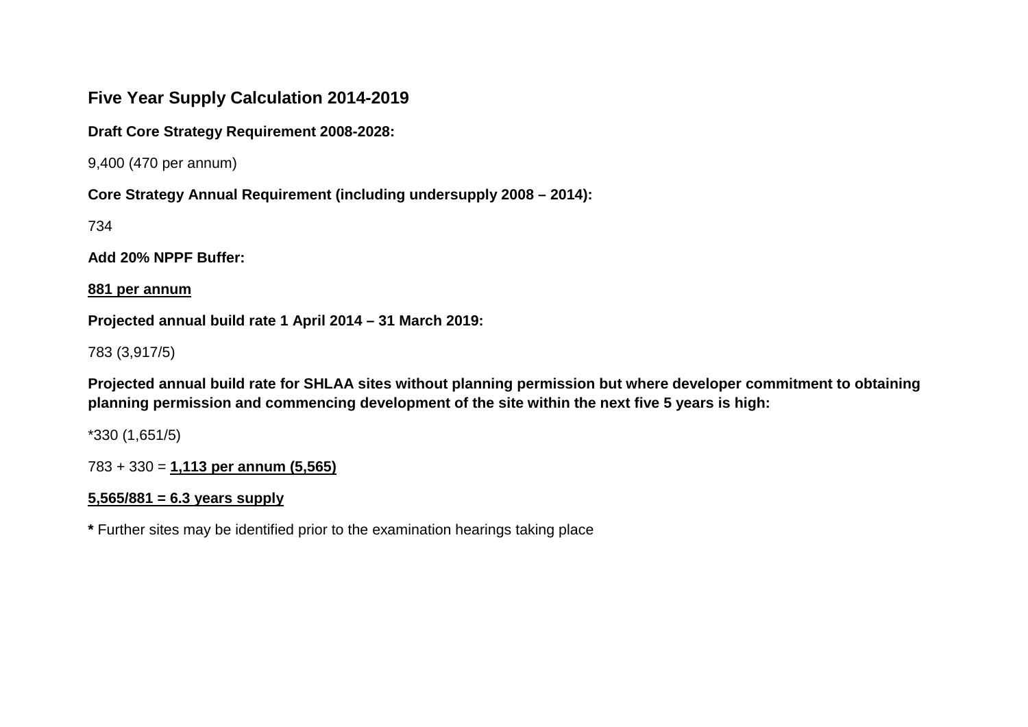## Five Year Supply Calculation 2014-2019

**Draft Core Strategy Requirement 2008-2028:**

9,400 (470 per annum)

**Core Strategy Annual Requirement (including undersupply 2008 – 2014):**

734

**Add 20% NPPF Buffer:**

**881 per annum**

**Projected annual build rate 1 April 2014 – 31 March 2019:**

783 (3,917/5)

**Projected annual build rate for SHLAA sites without planning permission but where developer commitment to obtaining planning permission and commencing development of the site within the next five 5 years is high:**

*330 (1,651/5)

783 + 330 = **1,113 per annum (5,565)**

**5,565/881 = 6.3 years supply**

**\*** Further sites may be identified prior to the examination hearings taking place